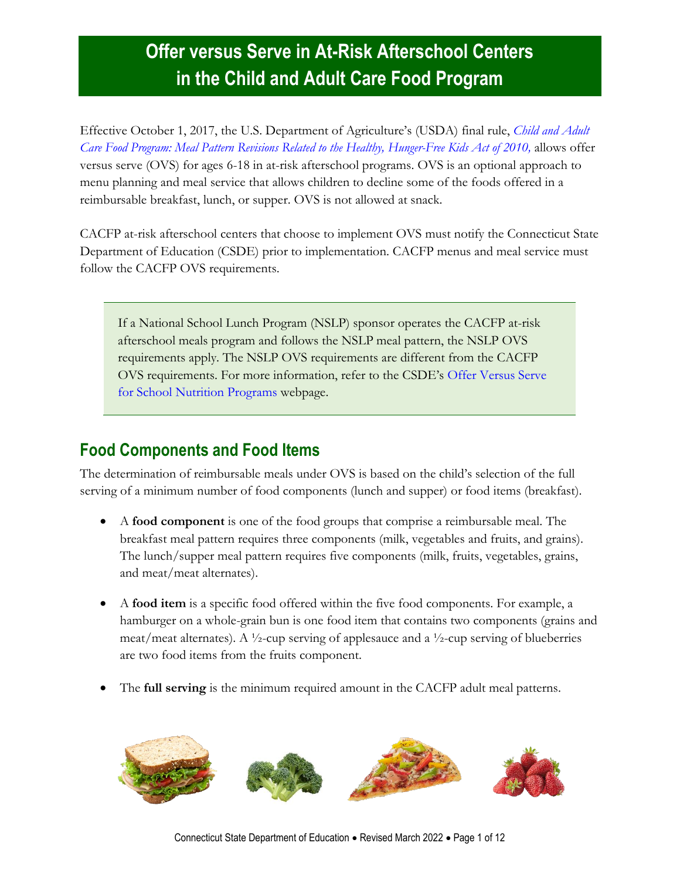# Offer versus Serve in At-Risk Afterschool Centers in the Child and Adult Care Food Program

Effective October 1, 2017, the U.S. Department of Agriculture's (USDA) final rule, *Child and Adult Care Food Program: Meal Pattern Revisions Related to the Healthy, Hunger-Free Kids Act of 2010,* allows offer versus serve (OVS) for ages 6-18 in at-risk afterschool programs. OVS is an optional approach to menu planning and meal service that allows children to decline some of the foods offered in a reimbursable breakfast, lunch, or supper. OVS is not allowed at snack.

CACFP at-risk afterschool centers that choose to implement OVS must notify the Connecticut State Department of Education (CSDE) prior to implementation. CACFP menus and meal service must follow the CACFP OVS requirements.

> If a National School Lunch Program (NSLP) sponsor operates the CACFP at-risk afterschool meals program and follows the NSLP meal pattern, the NSLP OVS requirements apply. The NSLP OVS requirements are different from the CACFP OVS requirements. For more information, refer to the CSDE's Offer Versus Serve for School Nutrition Programs webpage.

## Food Components and Food Items

The determination of reimbursable meals under OVS is based on the child's selection of the full serving of a minimum number of food components (lunch and supper) or food items (breakfast).

- A **food component** is one of the food groups that comprise a reimbursable meal. The breakfast meal pattern requires three components (milk, vegetables and fruits, and grains). The lunch/supper meal pattern requires five components (milk, fruits, vegetables, grains, and meat/meat alternates).
- A **food item** is a specific food offered within the five food components. For example, a hamburger on a whole-grain bun is one food item that contains two components (grains and meat/meat alternates). A ½-cup serving of applesauce and a ½-cup serving of blueberries are two food items from the fruits component.
- The **full serving** is the minimum required amount in the CACFP adult meal patterns.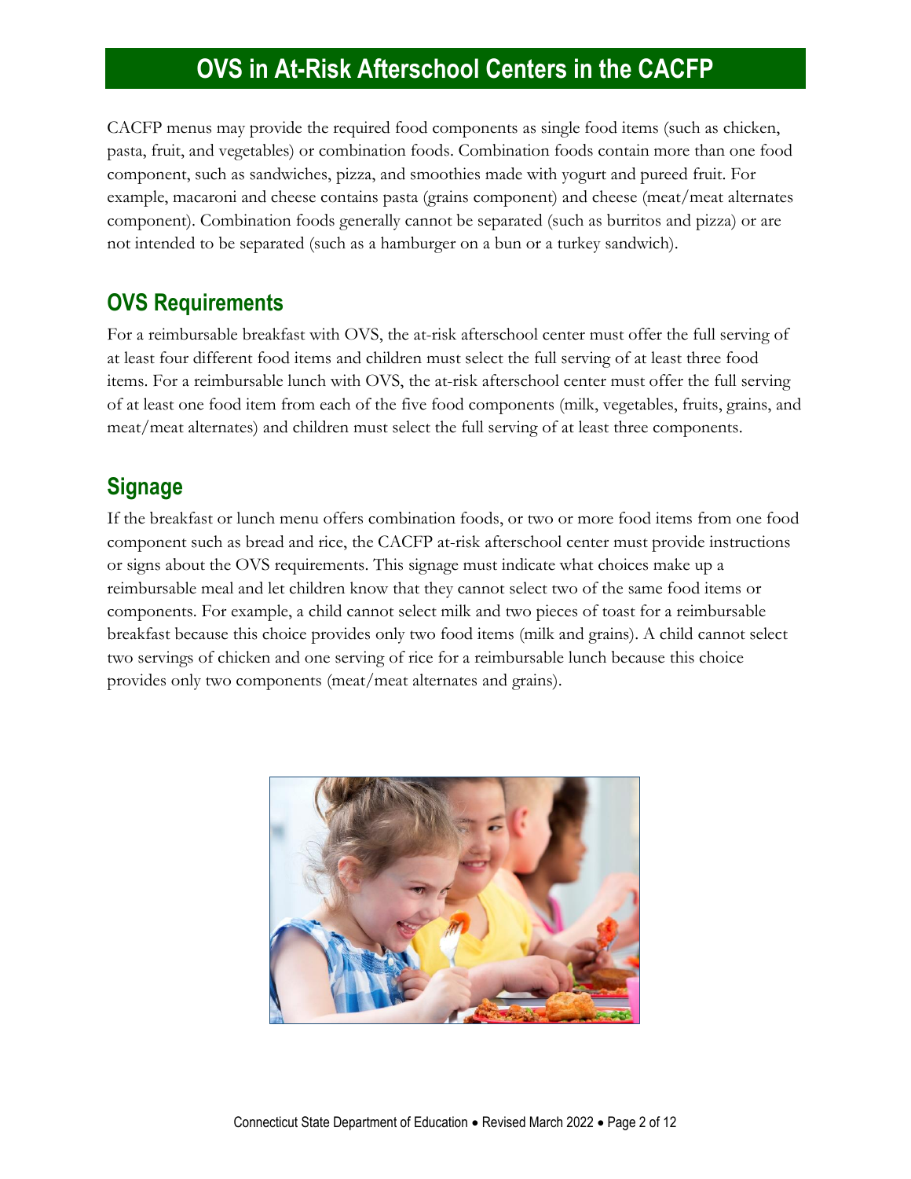# OVS in At-Risk Afterschool Centers in the CACFP

CACFP menus may provide the required food components as single food items (such as chicken, pasta, fruit, and vegetables) or combination foods. Combination foods contain more than one food component, such as sandwiches, pizza, and smoothies made with yogurt and pureed fruit. For example, macaroni and cheese contains pasta (grains component) and cheese (meat/meat alternates component). Combination foods generally cannot be separated (such as burritos and pizza) or are not intended to be separated (such as a hamburger on a bun or a turkey sandwich).

## OVS Requirements

For a reimbursable breakfast with OVS, the at-risk afterschool center must offer the full serving of at least four different food items and children must select the full serving of at least three food items. For a reimbursable lunch with OVS, the at-risk afterschool center must offer the full serving of at least one food item from each of the five food components (milk, vegetables, fruits, grains, and meat/meat alternates) and children must select the full serving of at least three components.

## Signage

If the breakfast or lunch menu offers combination foods, or two or more food items from one food component such as bread and rice, the CACFP at-risk afterschool center must provide instructions or signs about the OVS requirements. This signage must indicate what choices make up a reimbursable meal and let children know that they cannot select two of the same food items or components. For example, a child cannot select milk and two pieces of toast for a reimbursable breakfast because this choice provides only two food items (milk and grains). A child cannot select two servings of chicken and one serving of rice for a reimbursable lunch because this choice provides only two components (meat/meat alternates and grains).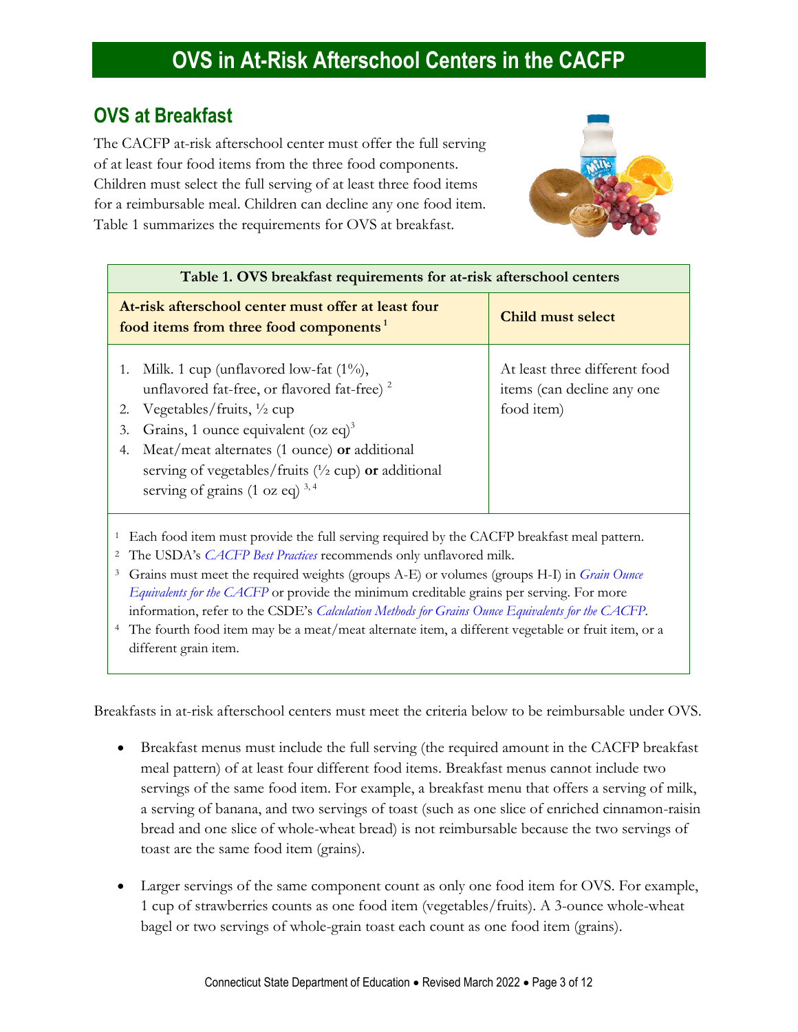# OVS in At-Risk Afterschool Centers in the CACFP

## OVS at Breakfast

The CACFP at-risk afterschool center must offer the full serving of at least four food items from the three food components. Children must select the full serving of at least three food items for a reimbursable meal. Children can decline any one food item. Table 1 summarizes the requirements for OVS at breakfast.

**Table 1. OVS breakfast requirements for at-risk afterschool centers**

| **At-risk afterschool center must offer at least four food items from three food components** [1] | **Child must select** |
|---|---|
| 1. Milk. 1 cup (unflavored low-fat (1%), unflavored fat-free, or flavored fat-free) [2]<br>2. Vegetables/fruits, ½ cup<br>3. Grains, 1 ounce equivalent (oz eq)[3]<br>4. Meat/meat alternates (1 ounce) **or** additional serving of vegetables/fruits (½ cup) **or** additional serving of grains (1 oz eq) [3, 4] | At least three different food items (can decline any one food item) |

[1] Each food item must provide the full serving required by the CACFP breakfast meal pattern.
[2] The USDA's *CACFP Best Practices* recommends only unflavored milk.
[3] Grains must meet the required weights (groups A-E) or volumes (groups H-I) in *Grain Ounce Equivalents for the CACFP* or provide the minimum creditable grains per serving. For more information, refer to the CSDE's *Calculation Methods for Grains Ounce Equivalents for the CACFP*.
[4] The fourth food item may be a meat/meat alternate item, a different vegetable or fruit item, or a different grain item.

Breakfasts in at-risk afterschool centers must meet the criteria below to be reimbursable under OVS.

- Breakfast menus must include the full serving (the required amount in the CACFP breakfast meal pattern) of at least four different food items. Breakfast menus cannot include two servings of the same food item. For example, a breakfast menu that offers a serving of milk, a serving of banana, and two servings of toast (such as one slice of enriched cinnamon-raisin bread and one slice of whole-wheat bread) is not reimbursable because the two servings of toast are the same food item (grains).

- Larger servings of the same component count as only one food item for OVS. For example, 1 cup of strawberries counts as one food item (vegetables/fruits). A 3-ounce whole-wheat bagel or two servings of whole-grain toast each count as one food item (grains).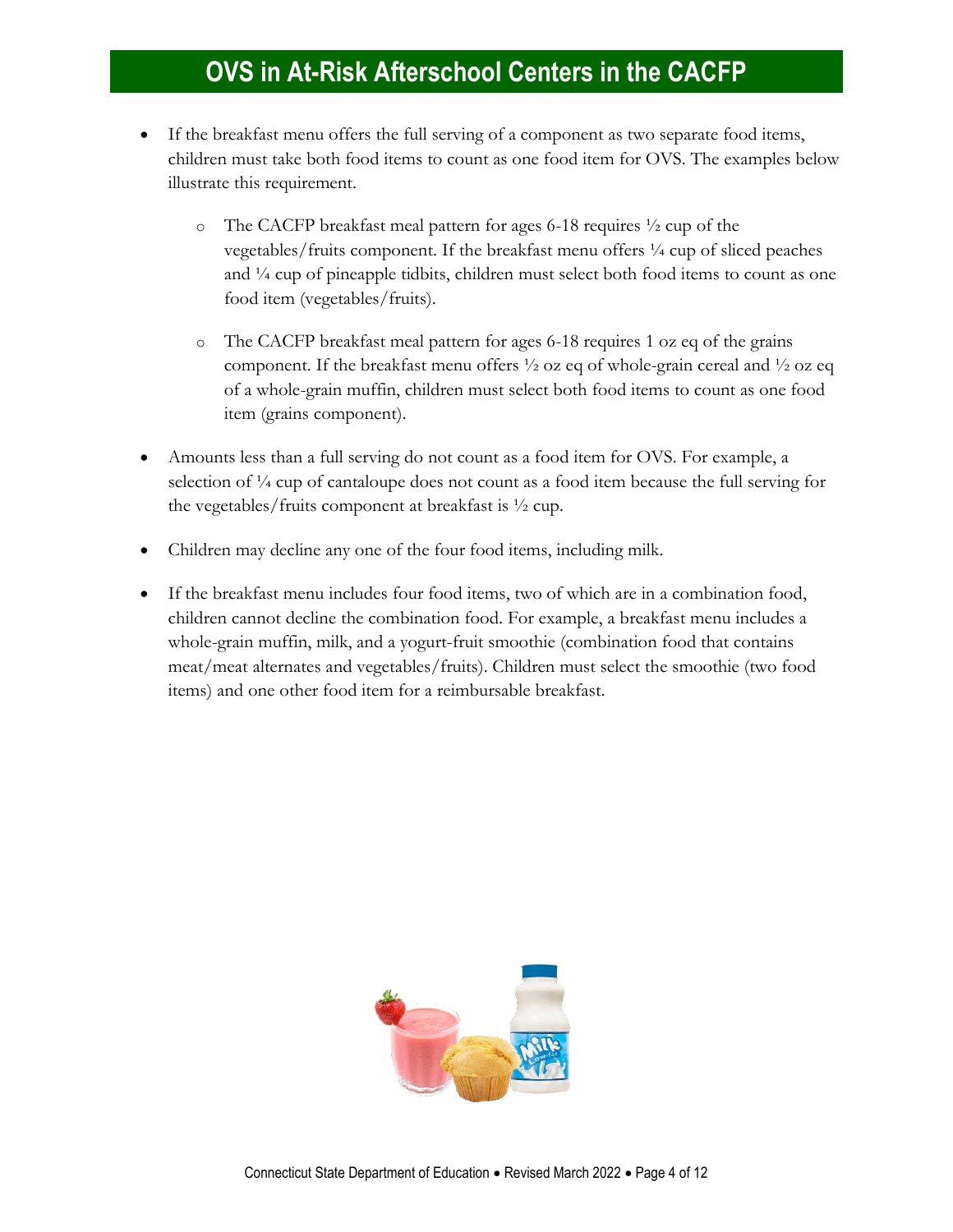- If the breakfast menu offers the full serving of a component as two separate food items, children must take both food items to count as one food item for OVS. The examples below illustrate this requirement.
  - The CACFP breakfast meal pattern for ages 6-18 requires ½ cup of the vegetables/fruits component. If the breakfast menu offers ¼ cup of sliced peaches and ¼ cup of pineapple tidbits, children must select both food items to count as one food item (vegetables/fruits).
  - The CACFP breakfast meal pattern for ages 6-18 requires 1 oz eq of the grains component. If the breakfast menu offers ½ oz eq of whole-grain cereal and ½ oz eq of a whole-grain muffin, children must select both food items to count as one food item (grains component).
- Amounts less than a full serving do not count as a food item for OVS. For example, a selection of ¼ cup of cantaloupe does not count as a food item because the full serving for the vegetables/fruits component at breakfast is ½ cup.
- Children may decline any one of the four food items, including milk.
- If the breakfast menu includes four food items, two of which are in a combination food, children cannot decline the combination food. For example, a breakfast menu includes a whole-grain muffin, milk, and a yogurt-fruit smoothie (combination food that contains meat/meat alternates and vegetables/fruits). Children must select the smoothie (two food items) and one other food item for a reimbursable breakfast.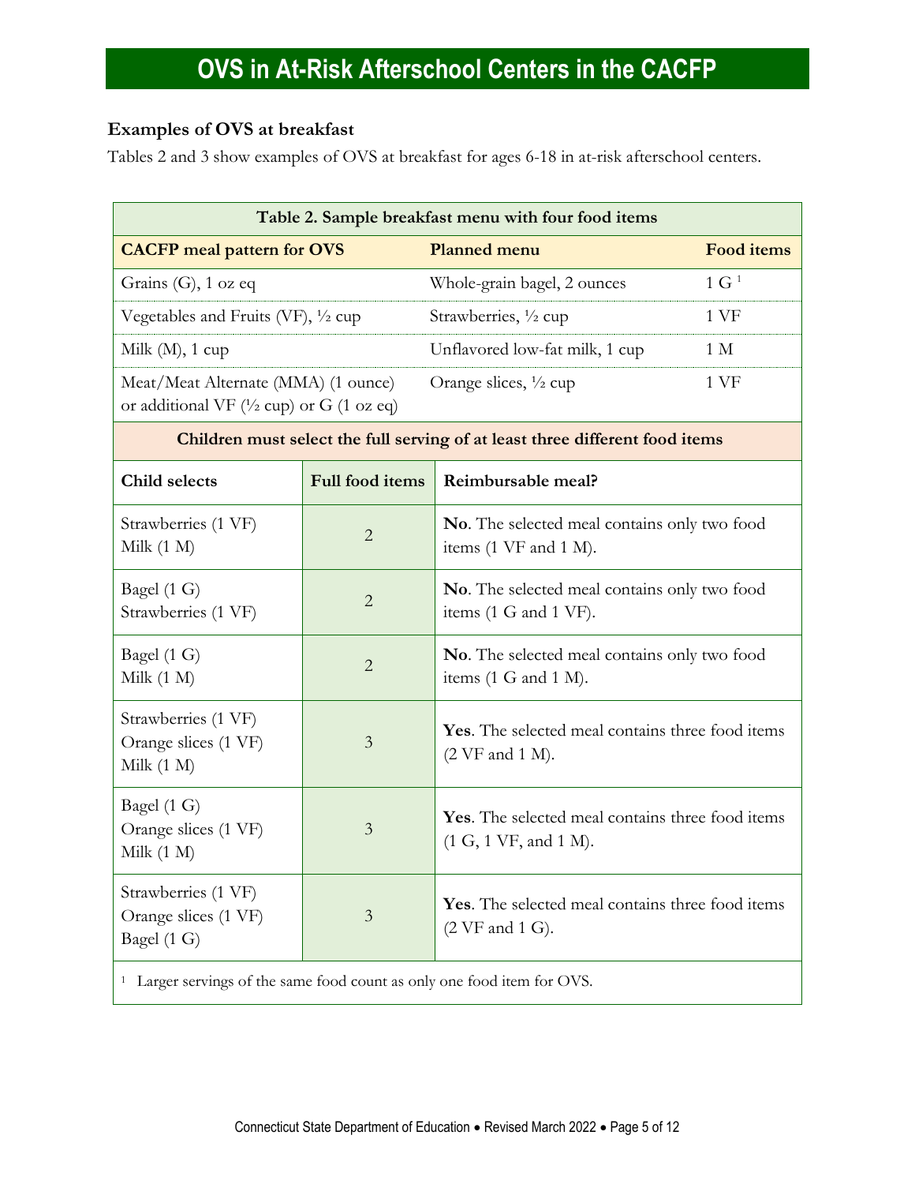# OVS in At-Risk Afterschool Centers in the CACFP

### Examples of OVS at breakfast

Tables 2 and 3 show examples of OVS at breakfast for ages 6-18 in at-risk afterschool centers.

**Table 2. Sample breakfast menu with four food items**

| CACFP meal pattern for OVS | Planned menu | Food items |
|---|---|---|
| Grains (G), 1 oz eq | Whole-grain bagel, 2 ounces | 1 G [1] |
| Vegetables and Fruits (VF), ½ cup | Strawberries, ½ cup | 1 VF |
| Milk (M), 1 cup | Unflavored low-fat milk, 1 cup | 1 M |
| Meat/Meat Alternate (MMA) (1 ounce) or additional VF (½ cup) or G (1 oz eq) | Orange slices, ½ cup | 1 VF |

**Children must select the full serving of at least three different food items**

| Child selects | Full food items | Reimbursable meal? |
|---|---|---|
| Strawberries (1 VF)<br>Milk (1 M) | 2 | **No**. The selected meal contains only two food items (1 VF and 1 M). |
| Bagel (1 G)<br>Strawberries (1 VF) | 2 | **No**. The selected meal contains only two food items (1 G and 1 VF). |
| Bagel (1 G)<br>Milk (1 M) | 2 | **No**. The selected meal contains only two food items (1 G and 1 M). |
| Strawberries (1 VF)<br>Orange slices (1 VF)<br>Milk (1 M) | 3 | **Yes**. The selected meal contains three food items (2 VF and 1 M). |
| Bagel (1 G)<br>Orange slices (1 VF)<br>Milk (1 M) | 3 | **Yes**. The selected meal contains three food items (1 G, 1 VF, and 1 M). |
| Strawberries (1 VF)<br>Orange slices (1 VF)<br>Bagel (1 G) | 3 | **Yes**. The selected meal contains three food items (2 VF and 1 G). |

[1] Larger servings of the same food count as only one food item for OVS.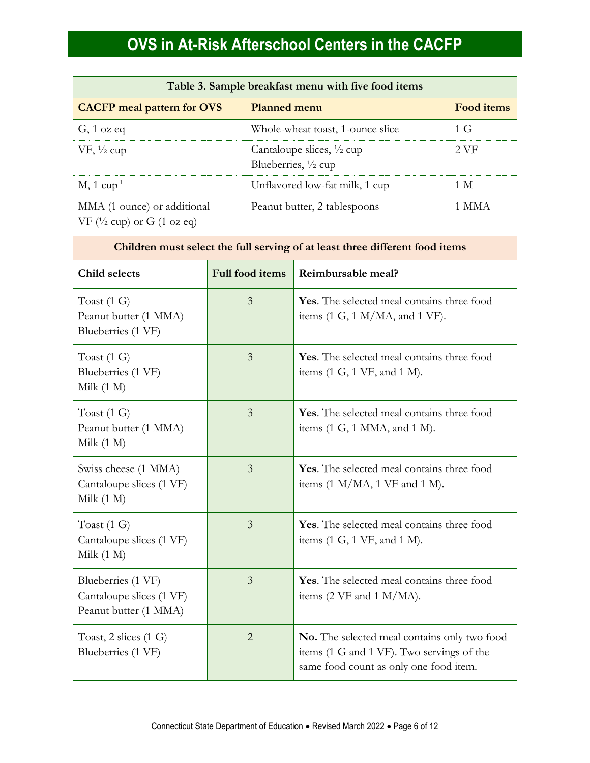# OVS in At-Risk Afterschool Centers in the CACFP

| Table 3. Sample breakfast menu with five food items | | |
|---|---|---|
| **CACFP meal pattern for OVS** | **Planned menu** | **Food items** |
| G, 1 oz eq | Whole-wheat toast, 1-ounce slice | 1 G |
| VF, ½ cup | Cantaloupe slices, ½ cup<br>Blueberries, ½ cup | 2 VF |
| M, 1 cup [1] | Unflavored low-fat milk, 1 cup | 1 M |
| MMA (1 ounce) or additional VF (½ cup) or G (1 oz eq) | Peanut butter, 2 tablespoons | 1 MMA |

**Children must select the full serving of at least three different food items**

| Child selects | Full food items | Reimbursable meal? |
|---|---|---|
| Toast (1 G)<br>Peanut butter (1 MMA)<br>Blueberries (1 VF) | 3 | **Yes**. The selected meal contains three food items (1 G, 1 M/MA, and 1 VF). |
| Toast (1 G)<br>Blueberries (1 VF)<br>Milk (1 M) | 3 | **Yes**. The selected meal contains three food items (1 G, 1 VF, and 1 M). |
| Toast (1 G)<br>Peanut butter (1 MMA)<br>Milk (1 M) | 3 | **Yes**. The selected meal contains three food items (1 G, 1 MMA, and 1 M). |
| Swiss cheese (1 MMA)<br>Cantaloupe slices (1 VF)<br>Milk (1 M) | 3 | **Yes**. The selected meal contains three food items (1 M/MA, 1 VF and 1 M). |
| Toast (1 G)<br>Cantaloupe slices (1 VF)<br>Milk (1 M) | 3 | **Yes**. The selected meal contains three food items (1 G, 1 VF, and 1 M). |
| Blueberries (1 VF)<br>Cantaloupe slices (1 VF)<br>Peanut butter (1 MMA) | 3 | **Yes**. The selected meal contains three food items (2 VF and 1 M/MA). |
| Toast, 2 slices (1 G)<br>Blueberries (1 VF) | 2 | **No.** The selected meal contains only two food items (1 G and 1 VF). Two servings of the same food count as only one food item. |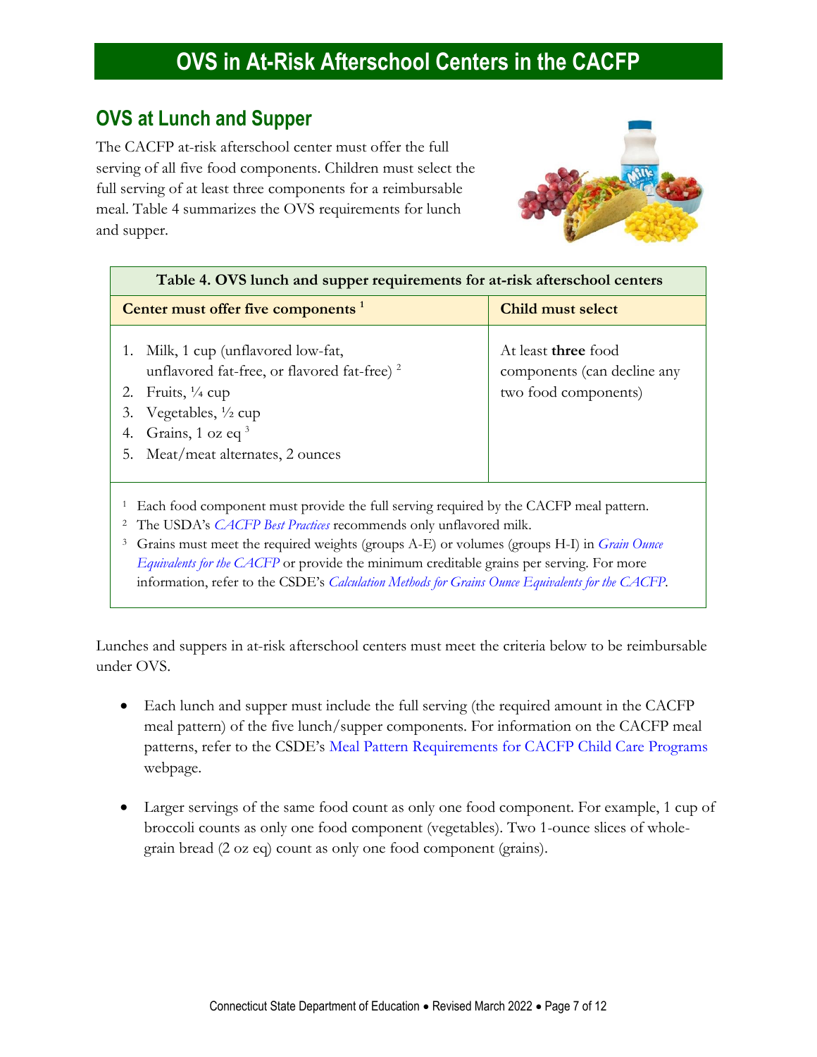# OVS in At-Risk Afterschool Centers in the CACFP

## OVS at Lunch and Supper

The CACFP at-risk afterschool center must offer the full serving of all five food components. Children must select the full serving of at least three components for a reimbursable meal. Table 4 summarizes the OVS requirements for lunch and supper.

| Table 4. OVS lunch and supper requirements for at-risk afterschool centers | |
|---|---|
| **Center must offer five components** [1] | **Child must select** |
| 1. Milk, 1 cup (unflavored low-fat, unflavored fat-free, or flavored fat-free) [2]<br>2. Fruits, ¼ cup<br>3. Vegetables, ½ cup<br>4. Grains, 1 oz eq [3]<br>5. Meat/meat alternates, 2 ounces | At least **three** food components (can decline any two food components) |

[1] Each food component must provide the full serving required by the CACFP meal pattern.
[2] The USDA's *CACFP Best Practices* recommends only unflavored milk.
[3] Grains must meet the required weights (groups A-E) or volumes (groups H-I) in *Grain Ounce Equivalents for the CACFP* or provide the minimum creditable grains per serving. For more information, refer to the CSDE's *Calculation Methods for Grains Ounce Equivalents for the CACFP*.

Lunches and suppers in at-risk afterschool centers must meet the criteria below to be reimbursable under OVS.

- Each lunch and supper must include the full serving (the required amount in the CACFP meal pattern) of the five lunch/supper components. For information on the CACFP meal patterns, refer to the CSDE's Meal Pattern Requirements for CACFP Child Care Programs webpage.

- Larger servings of the same food count as only one food component. For example, 1 cup of broccoli counts as only one food component (vegetables). Two 1-ounce slices of whole-grain bread (2 oz eq) count as only one food component (grains).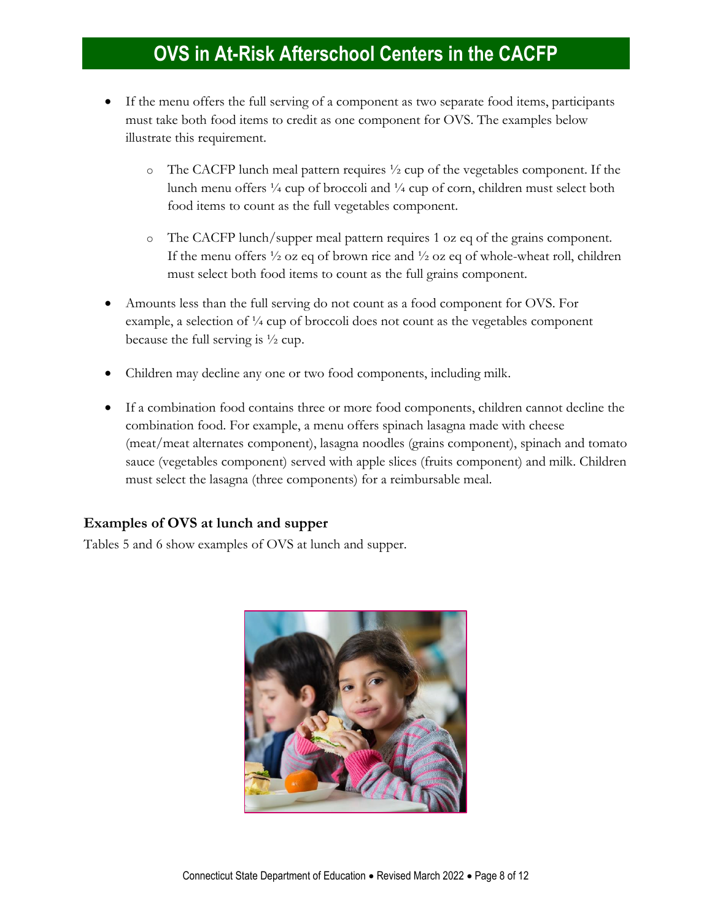## OVS in At-Risk Afterschool Centers in the CACFP

- If the menu offers the full serving of a component as two separate food items, participants must take both food items to credit as one component for OVS. The examples below illustrate this requirement.
  - The CACFP lunch meal pattern requires ½ cup of the vegetables component. If the lunch menu offers ¼ cup of broccoli and ¼ cup of corn, children must select both food items to count as the full vegetables component.
  - The CACFP lunch/supper meal pattern requires 1 oz eq of the grains component. If the menu offers ½ oz eq of brown rice and ½ oz eq of whole-wheat roll, children must select both food items to count as the full grains component.
- Amounts less than the full serving do not count as a food component for OVS. For example, a selection of ¼ cup of broccoli does not count as the vegetables component because the full serving is ½ cup.
- Children may decline any one or two food components, including milk.
- If a combination food contains three or more food components, children cannot decline the combination food. For example, a menu offers spinach lasagna made with cheese (meat/meat alternates component), lasagna noodles (grains component), spinach and tomato sauce (vegetables component) served with apple slices (fruits component) and milk. Children must select the lasagna (three components) for a reimbursable meal.

### Examples of OVS at lunch and supper

Tables 5 and 6 show examples of OVS at lunch and supper.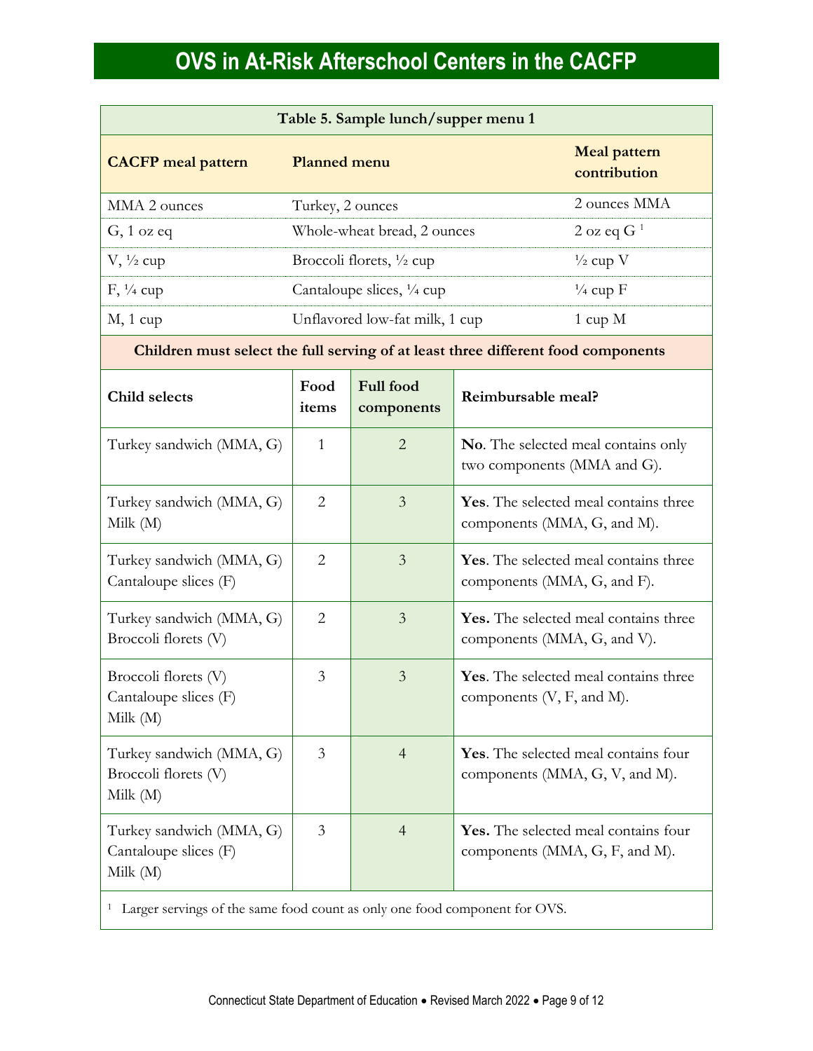# OVS in At-Risk Afterschool Centers in the CACFP

**Table 5. Sample lunch/supper menu 1**

| CACFP meal pattern | Planned menu | Meal pattern contribution |
|---|---|---|
| MMA 2 ounces | Turkey, 2 ounces | 2 ounces MMA |
| G, 1 oz eq | Whole-wheat bread, 2 ounces | 2 oz eq G [1] |
| V, ½ cup | Broccoli florets, ½ cup | ½ cup V |
| F, ¼ cup | Cantaloupe slices, ¼ cup | ¼ cup F |
| M, 1 cup | Unflavored low-fat milk, 1 cup | 1 cup M |

**Children must select the full serving of at least three different food components**

| Child selects | Food items | Full food components | Reimbursable meal? |
|---|---|---|---|
| Turkey sandwich (MMA, G) | 1 | 2 | **No**. The selected meal contains only two components (MMA and G). |
| Turkey sandwich (MMA, G)<br>Milk (M) | 2 | 3 | **Yes**. The selected meal contains three components (MMA, G, and M). |
| Turkey sandwich (MMA, G)<br>Cantaloupe slices (F) | 2 | 3 | **Yes**. The selected meal contains three components (MMA, G, and F). |
| Turkey sandwich (MMA, G)<br>Broccoli florets (V) | 2 | 3 | **Yes.** The selected meal contains three components (MMA, G, and V). |
| Broccoli florets (V)<br>Cantaloupe slices (F)<br>Milk (M) | 3 | 3 | **Yes**. The selected meal contains three components (V, F, and M). |
| Turkey sandwich (MMA, G)<br>Broccoli florets (V)<br>Milk (M) | 3 | 4 | **Yes**. The selected meal contains four components (MMA, G, V, and M). |
| Turkey sandwich (MMA, G)<br>Cantaloupe slices (F)<br>Milk (M) | 3 | 4 | **Yes.** The selected meal contains four components (MMA, G, F, and M). |

[1] Larger servings of the same food count as only one food component for OVS.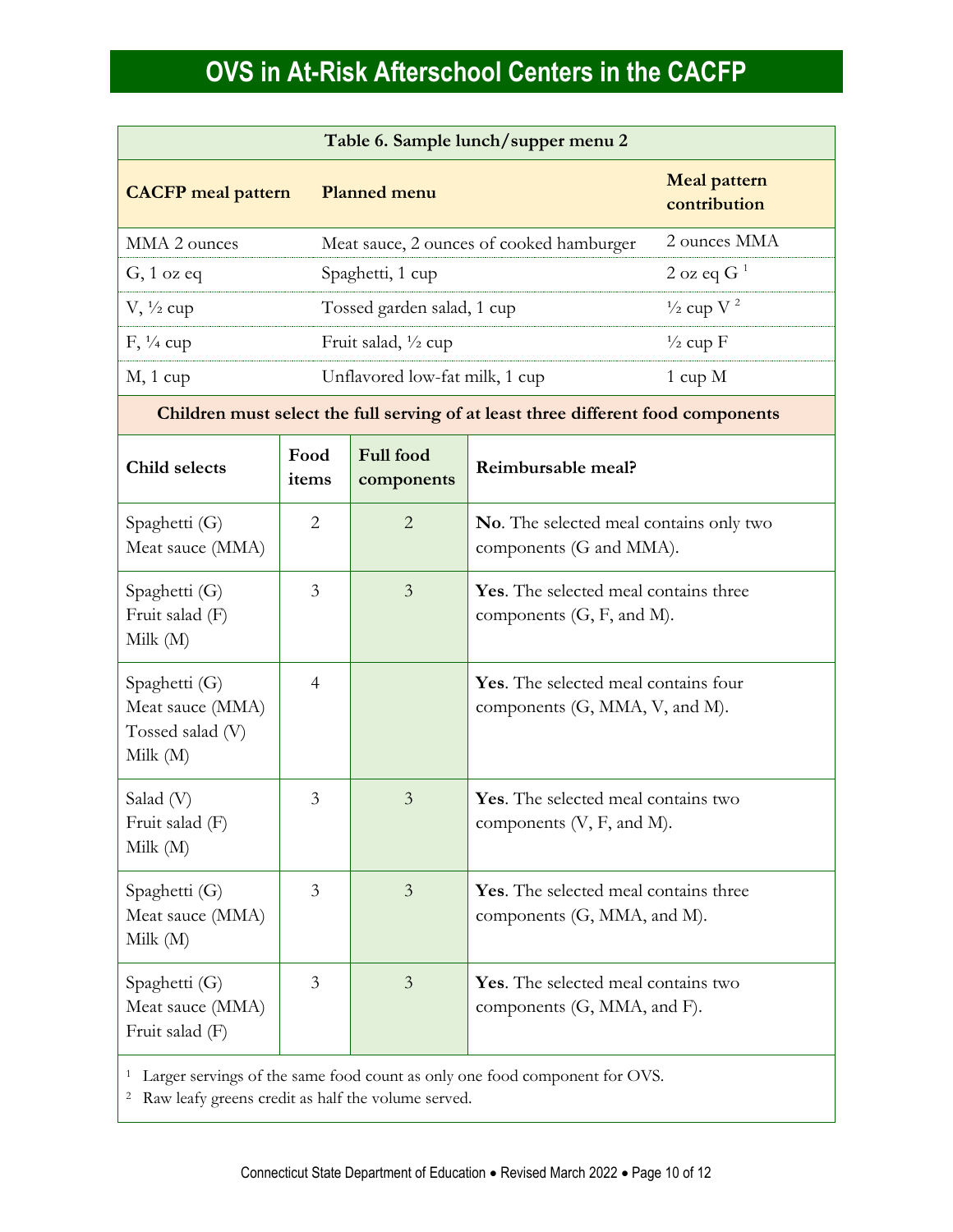# OVS in At-Risk Afterschool Centers in the CACFP

**Table 6. Sample lunch/supper menu 2**

| CACFP meal pattern | Planned menu | Meal pattern contribution |
|---|---|---|
| MMA 2 ounces | Meat sauce, 2 ounces of cooked hamburger | 2 ounces MMA |
| G, 1 oz eq | Spaghetti, 1 cup | 2 oz eq G [1] |
| V, ½ cup | Tossed garden salad, 1 cup | ½ cup V [2] |
| F, ¼ cup | Fruit salad, ½ cup | ½ cup F |
| M, 1 cup | Unflavored low-fat milk, 1 cup | 1 cup M |

**Children must select the full serving of at least three different food components**

| Child selects | Food items | Full food components | Reimbursable meal? |
|---|---|---|---|
| Spaghetti (G)<br>Meat sauce (MMA) | 2 | 2 | **No**. The selected meal contains only two components (G and MMA). |
| Spaghetti (G)<br>Fruit salad (F)<br>Milk (M) | 3 | 3 | **Yes**. The selected meal contains three components (G, F, and M). |
| Spaghetti (G)<br>Meat sauce (MMA)<br>Tossed salad (V)<br>Milk (M) | 4 | | **Yes**. The selected meal contains four components (G, MMA, V, and M). |
| Salad (V)<br>Fruit salad (F)<br>Milk (M) | 3 | 3 | **Yes**. The selected meal contains two components (V, F, and M). |
| Spaghetti (G)<br>Meat sauce (MMA)<br>Milk (M) | 3 | 3 | **Yes**. The selected meal contains three components (G, MMA, and M). |
| Spaghetti (G)<br>Meat sauce (MMA)<br>Fruit salad (F) | 3 | 3 | **Yes**. The selected meal contains two components (G, MMA, and F). |

[1] Larger servings of the same food count as only one food component for OVS.

[2] Raw leafy greens credit as half the volume served.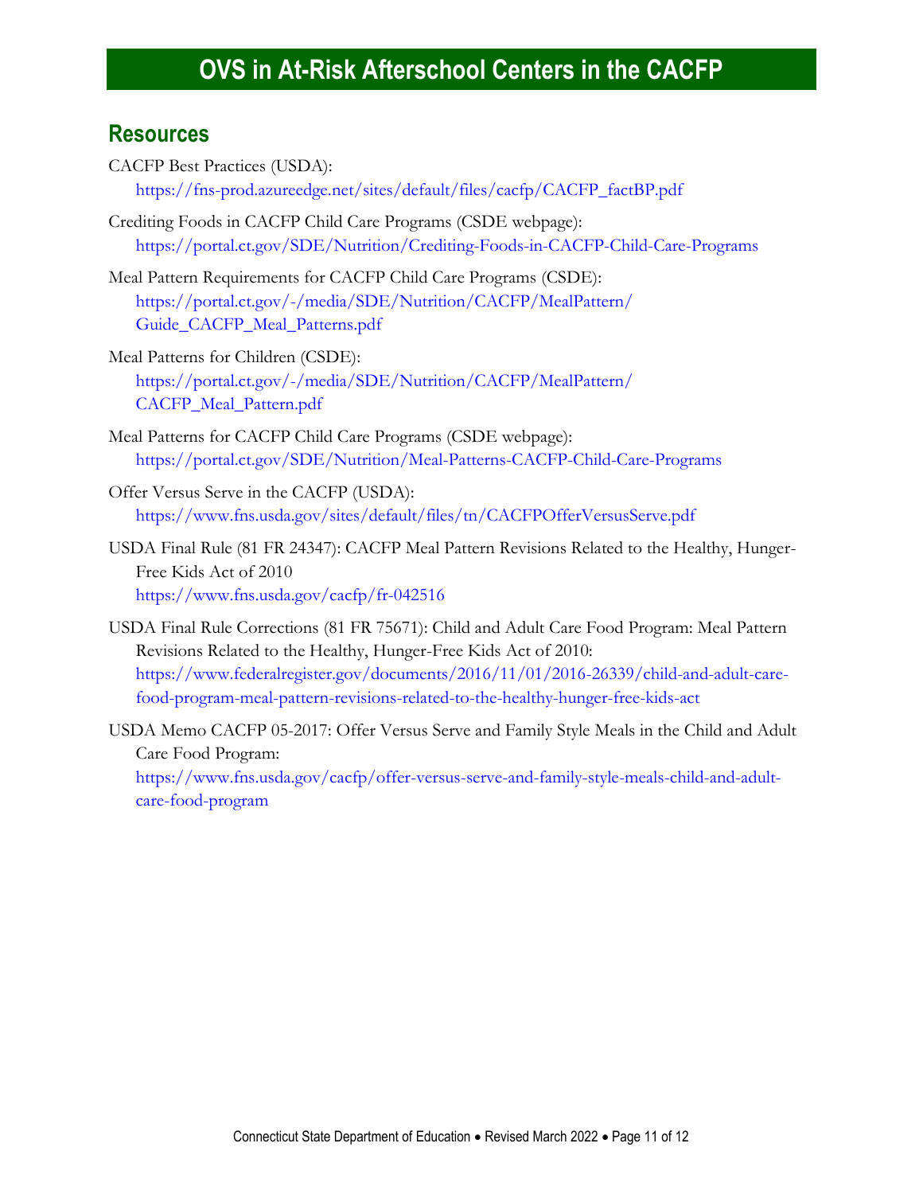# OVS in At-Risk Afterschool Centers in the CACFP

## Resources

CACFP Best Practices (USDA):
https://fns-prod.azureedge.net/sites/default/files/cacfp/CACFP_factBP.pdf

Crediting Foods in CACFP Child Care Programs (CSDE webpage):
https://portal.ct.gov/SDE/Nutrition/Crediting-Foods-in-CACFP-Child-Care-Programs

Meal Pattern Requirements for CACFP Child Care Programs (CSDE):
https://portal.ct.gov/-/media/SDE/Nutrition/CACFP/MealPattern/Guide_CACFP_Meal_Patterns.pdf

Meal Patterns for Children (CSDE):
https://portal.ct.gov/-/media/SDE/Nutrition/CACFP/MealPattern/CACFP_Meal_Pattern.pdf

Meal Patterns for CACFP Child Care Programs (CSDE webpage):
https://portal.ct.gov/SDE/Nutrition/Meal-Patterns-CACFP-Child-Care-Programs

Offer Versus Serve in the CACFP (USDA):
https://www.fns.usda.gov/sites/default/files/tn/CACFPOfferVersusServe.pdf

USDA Final Rule (81 FR 24347): CACFP Meal Pattern Revisions Related to the Healthy, Hunger-Free Kids Act of 2010
https://www.fns.usda.gov/cacfp/fr-042516

USDA Final Rule Corrections (81 FR 75671): Child and Adult Care Food Program: Meal Pattern Revisions Related to the Healthy, Hunger-Free Kids Act of 2010:
https://www.federalregister.gov/documents/2016/11/01/2016-26339/child-and-adult-care-food-program-meal-pattern-revisions-related-to-the-healthy-hunger-free-kids-act

USDA Memo CACFP 05-2017: Offer Versus Serve and Family Style Meals in the Child and Adult Care Food Program:
https://www.fns.usda.gov/cacfp/offer-versus-serve-and-family-style-meals-child-and-adult-care-food-program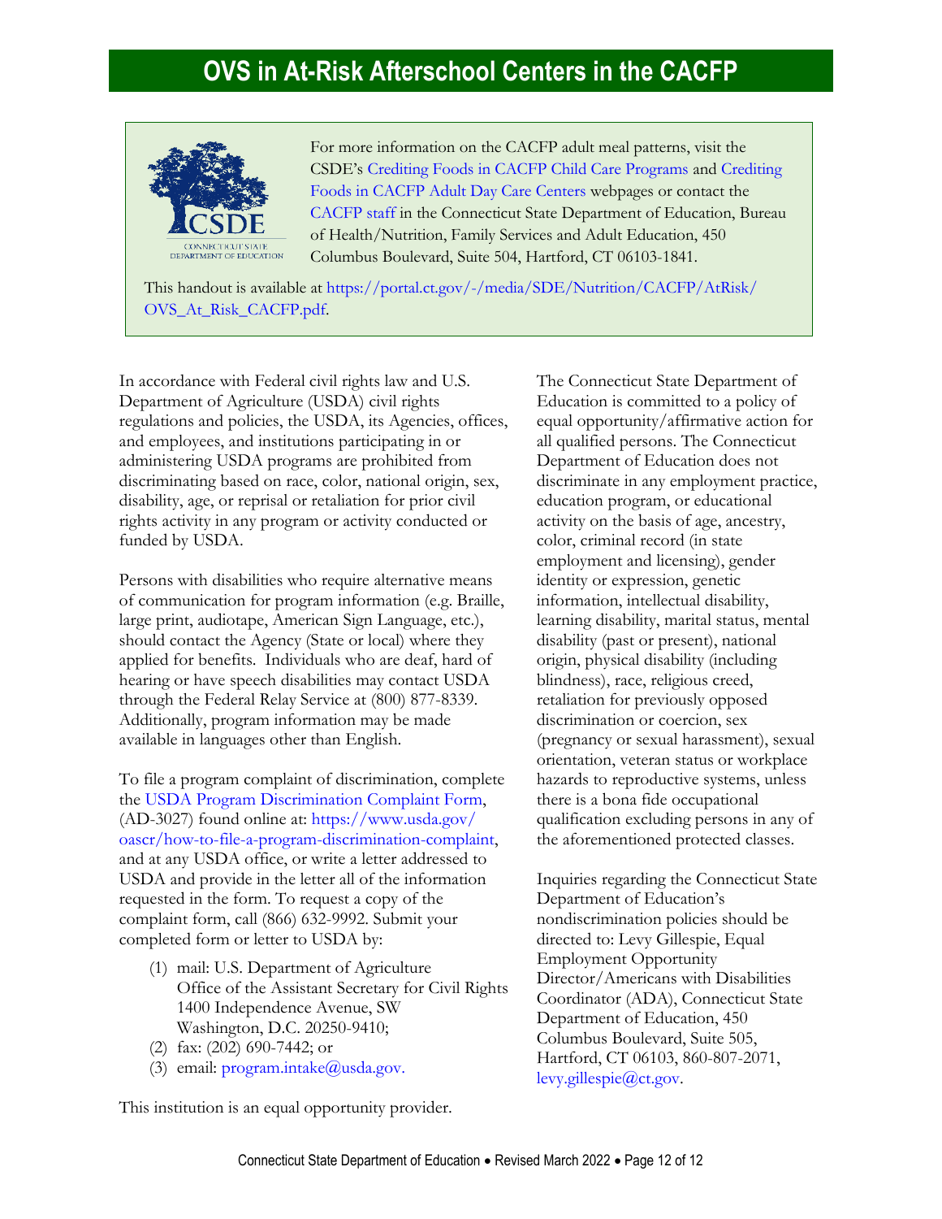# OVS in At-Risk Afterschool Centers in the CACFP

For more information on the CACFP adult meal patterns, visit the CSDE's Crediting Foods in CACFP Child Care Programs and Crediting Foods in CACFP Adult Day Care Centers webpages or contact the CACFP staff in the Connecticut State Department of Education, Bureau of Health/Nutrition, Family Services and Adult Education, 450 Columbus Boulevard, Suite 504, Hartford, CT 06103-1841.

This handout is available at https://portal.ct.gov/-/media/SDE/Nutrition/CACFP/AtRisk/OVS_At_Risk_CACFP.pdf.

In accordance with Federal civil rights law and U.S. Department of Agriculture (USDA) civil rights regulations and policies, the USDA, its Agencies, offices, and employees, and institutions participating in or administering USDA programs are prohibited from discriminating based on race, color, national origin, sex, disability, age, or reprisal or retaliation for prior civil rights activity in any program or activity conducted or funded by USDA.

Persons with disabilities who require alternative means of communication for program information (e.g. Braille, large print, audiotape, American Sign Language, etc.), should contact the Agency (State or local) where they applied for benefits. Individuals who are deaf, hard of hearing or have speech disabilities may contact USDA through the Federal Relay Service at (800) 877-8339. Additionally, program information may be made available in languages other than English.

To file a program complaint of discrimination, complete the USDA Program Discrimination Complaint Form, (AD-3027) found online at: https://www.usda.gov/oascr/how-to-file-a-program-discrimination-complaint, and at any USDA office, or write a letter addressed to USDA and provide in the letter all of the information requested in the form. To request a copy of the complaint form, call (866) 632-9992. Submit your completed form or letter to USDA by:

(1) mail: U.S. Department of Agriculture
Office of the Assistant Secretary for Civil Rights
1400 Independence Avenue, SW
Washington, D.C. 20250-9410;
(2) fax: (202) 690-7442; or
(3) email: program.intake@usda.gov.

This institution is an equal opportunity provider.

The Connecticut State Department of Education is committed to a policy of equal opportunity/affirmative action for all qualified persons. The Connecticut Department of Education does not discriminate in any employment practice, education program, or educational activity on the basis of age, ancestry, color, criminal record (in state employment and licensing), gender identity or expression, genetic information, intellectual disability, learning disability, marital status, mental disability (past or present), national origin, physical disability (including blindness), race, religious creed, retaliation for previously opposed discrimination or coercion, sex (pregnancy or sexual harassment), sexual orientation, veteran status or workplace hazards to reproductive systems, unless there is a bona fide occupational qualification excluding persons in any of the aforementioned protected classes.

Inquiries regarding the Connecticut State Department of Education's nondiscrimination policies should be directed to: Levy Gillespie, Equal Employment Opportunity Director/Americans with Disabilities Coordinator (ADA), Connecticut State Department of Education, 450 Columbus Boulevard, Suite 505, Hartford, CT 06103, 860-807-2071, levy.gillespie@ct.gov.